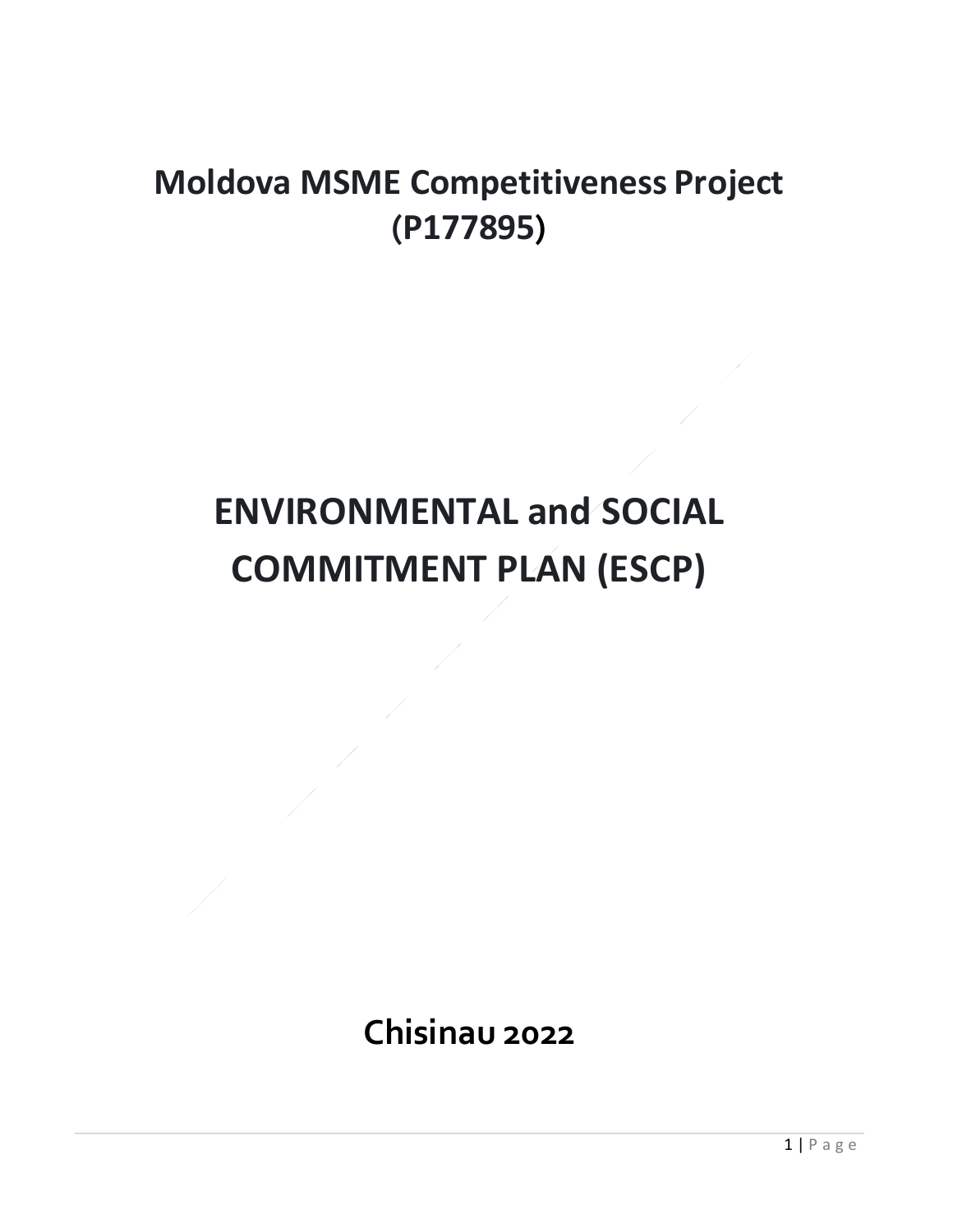# Moldova MSME Competitiveness Project (P177895)

# ENVIRONMENTAL and SOCIAL COMMITMENT PLAN (ESCP)

**Chisinau 2022**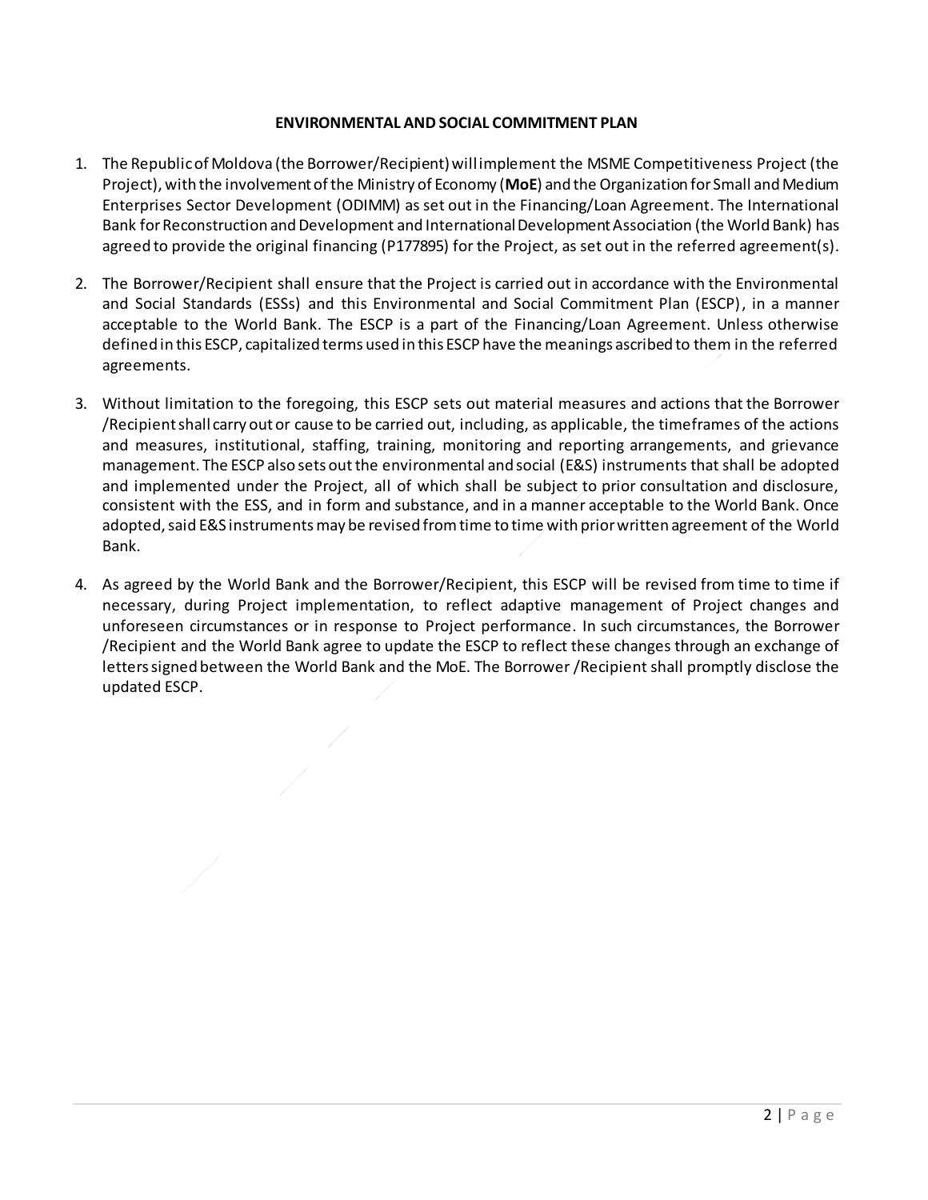# ENVIRONMENTAL AND SOCIAL COMMITMENT PLAN

1. The Republic of Moldova (the Borrower/Recipient) will implement the MSME Competitiveness Project (the Project), with the involvement of the Ministry of Economy (**MoE**) and the Organization for Small and Medium Enterprises Sector Development (ODIMM) as set out in the Financing/Loan Agreement. The International Bank for Reconstruction and Development and International Development Association (the World Bank) has agreed to provide the original financing (P177895) for the Project, as set out in the referred agreement(s).

2. The Borrower/Recipient shall ensure that the Project is carried out in accordance with the Environmental and Social Standards (ESSs) and this Environmental and Social Commitment Plan (ESCP), in a manner acceptable to the World Bank. The ESCP is a part of the Financing/Loan Agreement. Unless otherwise defined in this ESCP, capitalized terms used in this ESCP have the meanings ascribed to them in the referred agreements.

3. Without limitation to the foregoing, this ESCP sets out material measures and actions that the Borrower /Recipient shall carry out or cause to be carried out, including, as applicable, the timeframes of the actions and measures, institutional, staffing, training, monitoring and reporting arrangements, and grievance management. The ESCP also sets out the environmental and social (E&S) instruments that shall be adopted and implemented under the Project, all of which shall be subject to prior consultation and disclosure, consistent with the ESS, and in form and substance, and in a manner acceptable to the World Bank. Once adopted, said E&S instruments may be revised from time to time with prior written agreement of the World Bank.

4. As agreed by the World Bank and the Borrower/Recipient, this ESCP will be revised from time to time if necessary, during Project implementation, to reflect adaptive management of Project changes and unforeseen circumstances or in response to Project performance. In such circumstances, the Borrower /Recipient and the World Bank agree to update the ESCP to reflect these changes through an exchange of letters signed between the World Bank and the MoE. The Borrower /Recipient shall promptly disclose the updated ESCP.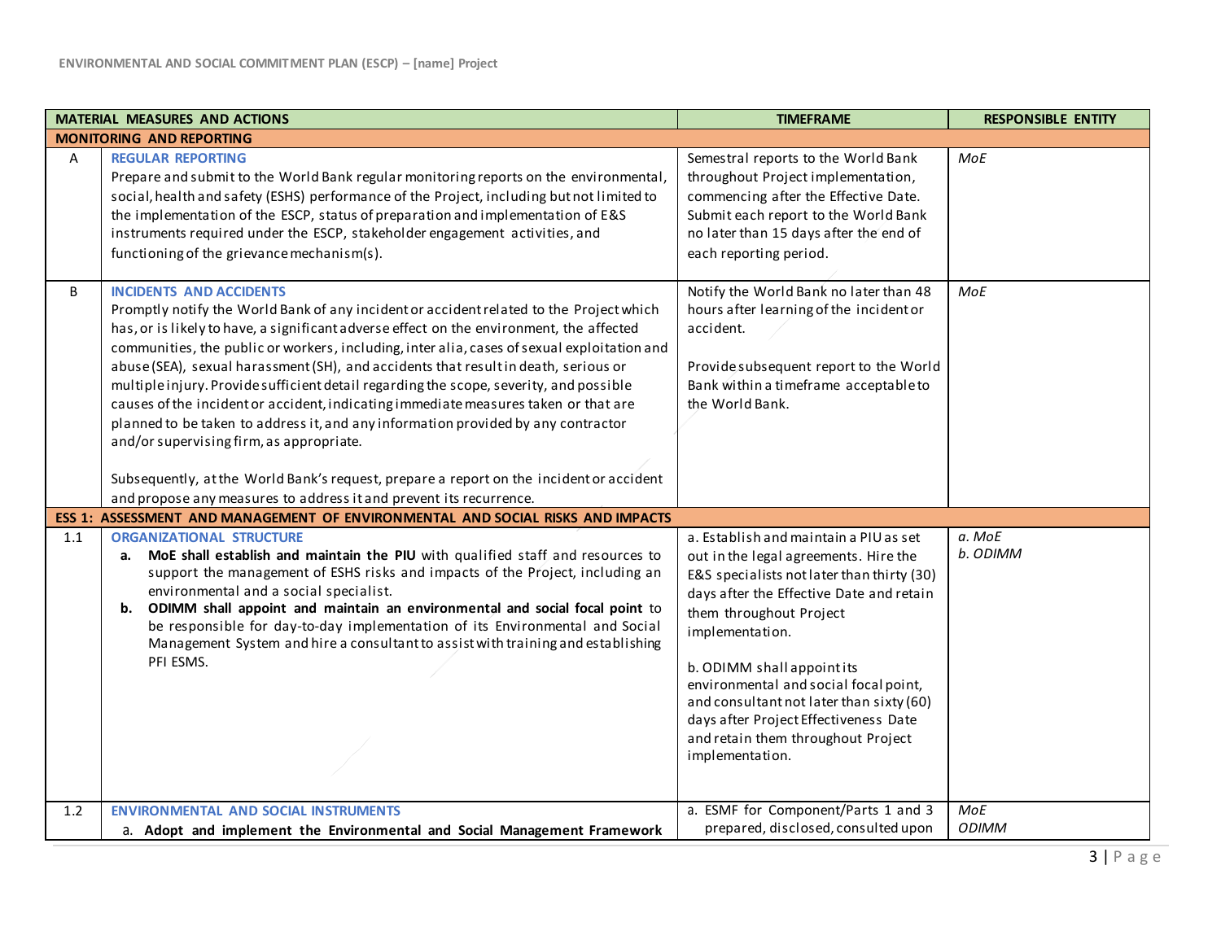| | MATERIAL MEASURES AND ACTIONS | TIMEFRAME | RESPONSIBLE ENTITY |
|---|---|---|---|
| **MONITORING AND REPORTING** | | | |
| A | **REGULAR REPORTING**<br>Prepare and submit to the World Bank regular monitoring reports on the environmental, social, health and safety (ESHS) performance of the Project, including but not limited to the implementation of the ESCP, status of preparation and implementation of E&S instruments required under the ESCP, stakeholder engagement activities, and functioning of the grievance mechanism(s). | Semestral reports to the World Bank throughout Project implementation, commencing after the Effective Date. Submit each report to the World Bank no later than 15 days after the end of each reporting period. | *MoE* |
| B | **INCIDENTS AND ACCIDENTS**<br>Promptly notify the World Bank of any incident or accident related to the Project which has, or is likely to have, a significant adverse effect on the environment, the affected communities, the public or workers, including, inter alia, cases of sexual exploitation and abuse (SEA), sexual harassment (SH), and accidents that result in death, serious or multiple injury. Provide sufficient detail regarding the scope, severity, and possible causes of the incident or accident, indicating immediate measures taken or that are planned to be taken to address it, and any information provided by any contractor and/or supervising firm, as appropriate.<br><br>Subsequently, at the World Bank's request, prepare a report on the incident or accident and propose any measures to address it and prevent its recurrence. | Notify the World Bank no later than 48 hours after learning of the incident or accident.<br><br>Provide subsequent report to the World Bank within a timeframe acceptable to the World Bank. | *MoE* |
| **ESS 1: ASSESSMENT AND MANAGEMENT OF ENVIRONMENTAL AND SOCIAL RISKS AND IMPACTS** | | | |
| 1.1 | **ORGANIZATIONAL STRUCTURE**<br>a. **MoE shall establish and maintain the PIU** with qualified staff and resources to support the management of ESHS risks and impacts of the Project, including an environmental and a social specialist.<br>b. **ODIMM shall appoint and maintain an environmental and social focal point** to be responsible for day-to-day implementation of its Environmental and Social Management System and hire a consultant to assist with training and establishing PFI ESMS. | a. Establish and maintain a PIU as set out in the legal agreements. Hire the E&S specialists not later than thirty (30) days after the Effective Date and retain them throughout Project implementation.<br><br>b. ODIMM shall appoint its environmental and social focal point, and consultant not later than sixty (60) days after Project Effectiveness Date and retain them throughout Project implementation. | *a. MoE*<br>*b. ODIMM* |
| 1.2 | **ENVIRONMENTAL AND SOCIAL INSTRUMENTS**<br>a. **Adopt and implement the Environmental and Social Management Framework** | a. ESMF for Component/Parts 1 and 3 prepared, disclosed, consulted upon | *MoE*<br>*ODIMM* |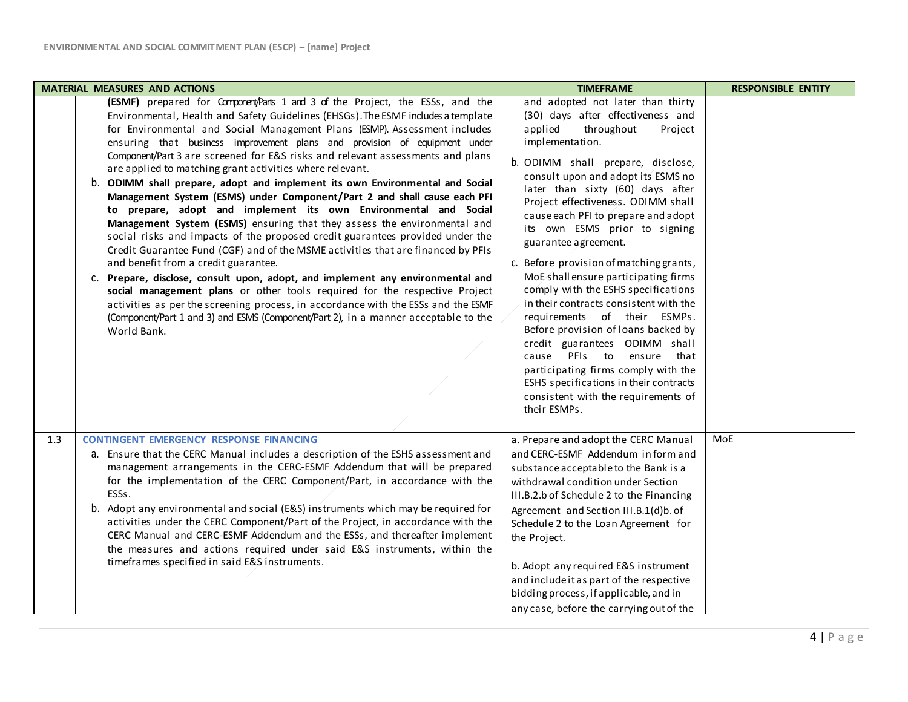| | MATERIAL MEASURES AND ACTIONS | TIMEFRAME | RESPONSIBLE ENTITY |
|---|---|---|---|
| | **(ESMF)** prepared for Component/Parts 1 and 3 of the Project, the ESSs, and the Environmental, Health and Safety Guidelines (EHSGs). The ESMF includes a template for Environmental and Social Management Plans (ESMP). Assessment includes ensuring that business improvement plans and provision of equipment under Component/Part 3 are screened for E&S risks and relevant assessments and plans are applied to matching grant activities where relevant.<br>b. **ODIMM shall prepare, adopt and implement its own Environmental and Social Management System (ESMS) under Component/Part 2 and shall cause each PFI to prepare, adopt and implement its own Environmental and Social Management System (ESMS)** ensuring that they assess the environmental and social risks and impacts of the proposed credit guarantees provided under the Credit Guarantee Fund (CGF) and of the MSME activities that are financed by PFIs and benefit from a credit guarantee.<br>c. **Prepare, disclose, consult upon, adopt, and implement any environmental and social management plans** or other tools required for the respective Project activities as per the screening process, in accordance with the ESSs and the ESMF (Component/Part 1 and 3) and ESMS (Component/Part 2), in a manner acceptable to the World Bank. | and adopted not later than thirty (30) days after effectiveness and applied throughout Project implementation.<br>b. ODIMM shall prepare, disclose, consult upon and adopt its ESMS no later than sixty (60) days after Project effectiveness. ODIMM shall cause each PFI to prepare and adopt its own ESMS prior to signing guarantee agreement.<br>c. Before provision of matching grants, MoE shall ensure participating firms comply with the ESHS specifications in their contracts consistent with the requirements of their ESMPs. Before provision of loans backed by credit guarantees ODIMM shall cause PFIs to ensure that participating firms comply with the ESHS specifications in their contracts consistent with the requirements of their ESMPs. | |
| 1.3 | **CONTINGENT EMERGENCY RESPONSE FINANCING**<br>a. Ensure that the CERC Manual includes a description of the ESHS assessment and management arrangements in the CERC-ESMF Addendum that will be prepared for the implementation of the CERC Component/Part, in accordance with the ESSs.<br>b. Adopt any environmental and social (E&S) instruments which may be required for activities under the CERC Component/Part of the Project, in accordance with the CERC Manual and CERC-ESMF Addendum and the ESSs, and thereafter implement the measures and actions required under said E&S instruments, within the timeframes specified in said E&S instruments. | a. Prepare and adopt the CERC Manual and CERC-ESMF Addendum in form and substance acceptable to the Bank is a withdrawal condition under Section III.B.2.b of Schedule 2 to the Financing Agreement and Section III.B.1(d)b. of Schedule 2 to the Loan Agreement for the Project.<br><br>b. Adopt any required E&S instrument and include it as part of the respective bidding process, if applicable, and in any case, before the carrying out of the | MoE |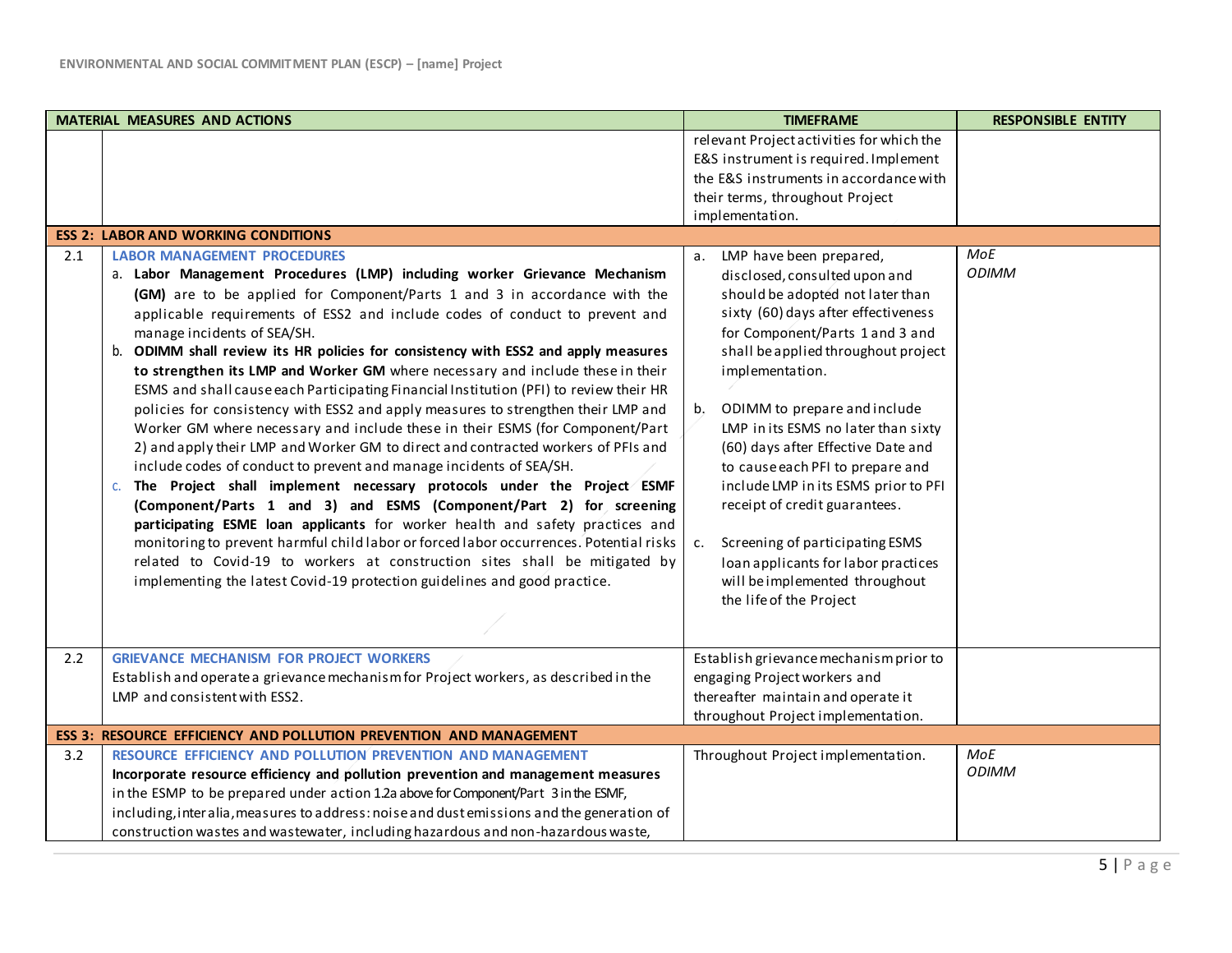| MATERIAL MEASURES AND ACTIONS | | TIMEFRAME | RESPONSIBLE ENTITY |
|---|---|---|---|
| | | relevant Project activities for which the E&S instrument is required. Implement the E&S instruments in accordance with their terms, throughout Project implementation. | |
| **ESS 2: LABOR AND WORKING CONDITIONS** | | | |
| 2.1 | **LABOR MANAGEMENT PROCEDURES**<br>a. **Labor Management Procedures (LMP) including worker Grievance Mechanism (GM)** are to be applied for Component/Parts 1 and 3 in accordance with the applicable requirements of ESS2 and include codes of conduct to prevent and manage incidents of SEA/SH.<br>b. **ODIMM shall review its HR policies for consistency with ESS2 and apply measures to strengthen its LMP and Worker GM** where necessary and include these in their ESMS and shall cause each Participating Financial Institution (PFI) to review their HR policies for consistency with ESS2 and apply measures to strengthen their LMP and Worker GM where necessary and include these in their ESMS (for Component/Part 2) and apply their LMP and Worker GM to direct and contracted workers of PFIs and include codes of conduct to prevent and manage incidents of SEA/SH.<br>c. **The Project shall implement necessary protocols under the Project ESMF (Component/Parts 1 and 3) and ESMS (Component/Part 2) for screening participating ESME loan applicants** for worker health and safety practices and monitoring to prevent harmful child labor or forced labor occurrences. Potential risks related to Covid-19 to workers at construction sites shall be mitigated by implementing the latest Covid-19 protection guidelines and good practice. | a. LMP have been prepared, disclosed, consulted upon and should be adopted not later than sixty (60) days after effectiveness for Component/Parts 1 and 3 and shall be applied throughout project implementation.<br><br>b. ODIMM to prepare and include LMP in its ESMS no later than sixty (60) days after Effective Date and to cause each PFI to prepare and include LMP in its ESMS prior to PFI receipt of credit guarantees.<br><br>c. Screening of participating ESMS loan applicants for labor practices will be implemented throughout the life of the Project | *MoE*<br>*ODIMM* |
| 2.2 | **GRIEVANCE MECHANISM FOR PROJECT WORKERS**<br>Establish and operate a grievance mechanism for Project workers, as described in the LMP and consistent with ESS2. | Establish grievance mechanism prior to engaging Project workers and thereafter maintain and operate it throughout Project implementation. | |
| **ESS 3: RESOURCE EFFICIENCY AND POLLUTION PREVENTION AND MANAGEMENT** | | | |
| 3.2 | **RESOURCE EFFICIENCY AND POLLUTION PREVENTION AND MANAGEMENT**<br>**Incorporate resource efficiency and pollution prevention and management measures** in the ESMP to be prepared under action 1.2a above for Component/Part 3 in the ESMF, including, inter alia, measures to address: noise and dust emissions and the generation of construction wastes and wastewater, including hazardous and non-hazardous waste, | Throughout Project implementation. | *MoE*<br>*ODIMM* |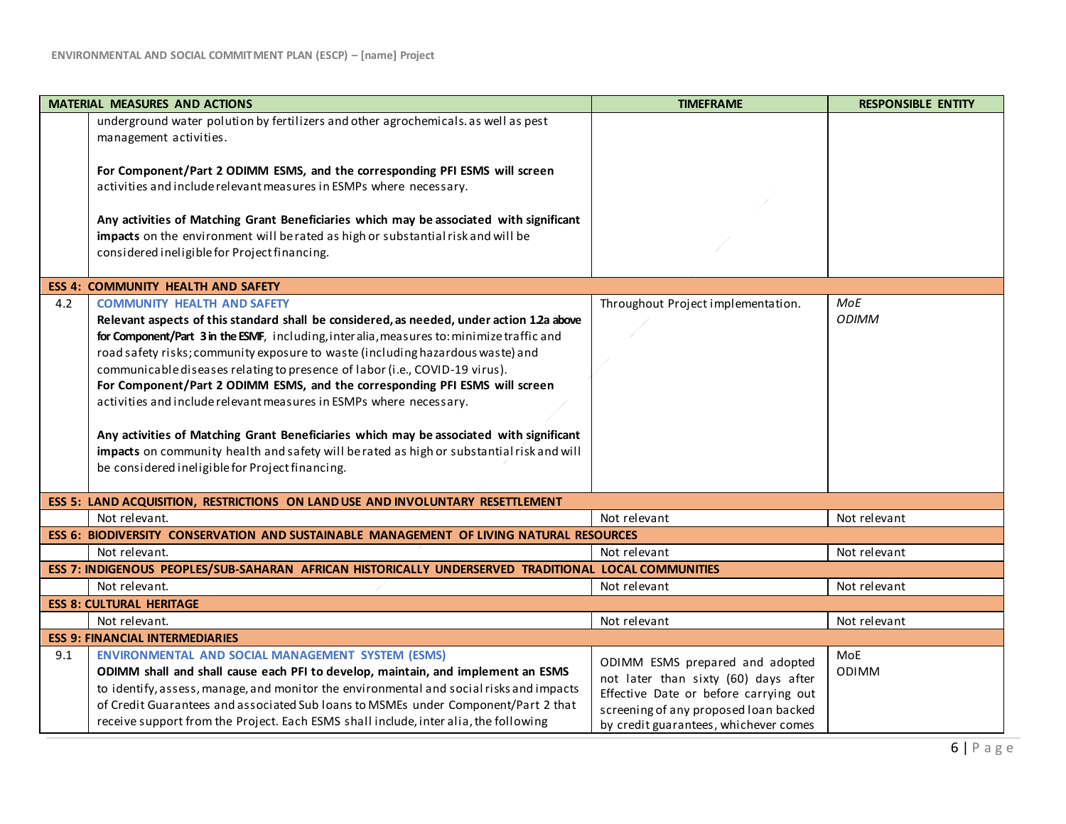| MATERIAL MEASURES AND ACTIONS | | TIMEFRAME | RESPONSIBLE ENTITY |
|---|---|---|---|
| | underground water polution by fertilizers and other agrochemicals. as well as pest management activities.<br><br>**For Component/Part 2 ODIMM ESMS, and the corresponding PFI ESMS will screen** activities and include relevant measures in ESMPs where necessary.<br><br>**Any activities of Matching Grant Beneficiaries which may be associated with significant impacts** on the environment will be rated as high or substantial risk and will be considered ineligible for Project financing. | | |
| **ESS 4: COMMUNITY HEALTH AND SAFETY** | | | |
| 4.2 | **COMMUNITY HEALTH AND SAFETY**<br>**Relevant aspects of this standard shall be considered, as needed, under action 1.2a above for Component/Part 3 in the ESMF**, including, inter alia, measures to: minimize traffic and road safety risks; community exposure to waste (including hazardous waste) and communicable diseases relating to presence of labor (i.e., COVID-19 virus).<br>**For Component/Part 2 ODIMM ESMS, and the corresponding PFI ESMS will screen** activities and include relevant measures in ESMPs where necessary.<br><br>**Any activities of Matching Grant Beneficiaries which may be associated with significant impacts** on community health and safety will be rated as high or substantial risk and will be considered ineligible for Project financing. | Throughout Project implementation. | *MoE*<br>*ODIMM* |
| **ESS 5: LAND ACQUISITION, RESTRICTIONS ON LAND USE AND INVOLUNTARY RESETTLEMENT** | | | |
| | Not relevant. | Not relevant | Not relevant |
| **ESS 6: BIODIVERSITY CONSERVATION AND SUSTAINABLE MANAGEMENT OF LIVING NATURAL RESOURCES** | | | |
| | Not relevant. | Not relevant | Not relevant |
| **ESS 7: INDIGENOUS PEOPLES/SUB-SAHARAN AFRICAN HISTORICALLY UNDERSERVED TRADITIONAL LOCAL COMMUNITIES** | | | |
| | Not relevant. | Not relevant | Not relevant |
| **ESS 8: CULTURAL HERITAGE** | | | |
| | Not relevant. | Not relevant | Not relevant |
| **ESS 9: FINANCIAL INTERMEDIARIES** | | | |
| 9.1 | **ENVIRONMENTAL AND SOCIAL MANAGEMENT SYSTEM (ESMS)**<br>**ODIMM shall and shall cause each PFI to develop, maintain, and implement an ESMS** to identify, assess, manage, and monitor the environmental and social risks and impacts of Credit Guarantees and associated Sub loans to MSMEs under Component/Part 2 that receive support from the Project. Each ESMS shall include, inter alia, the following | ODIMM ESMS prepared and adopted not later than sixty (60) days after Effective Date or before carrying out screening of any proposed loan backed by credit guarantees, whichever comes | MoE<br>ODIMM |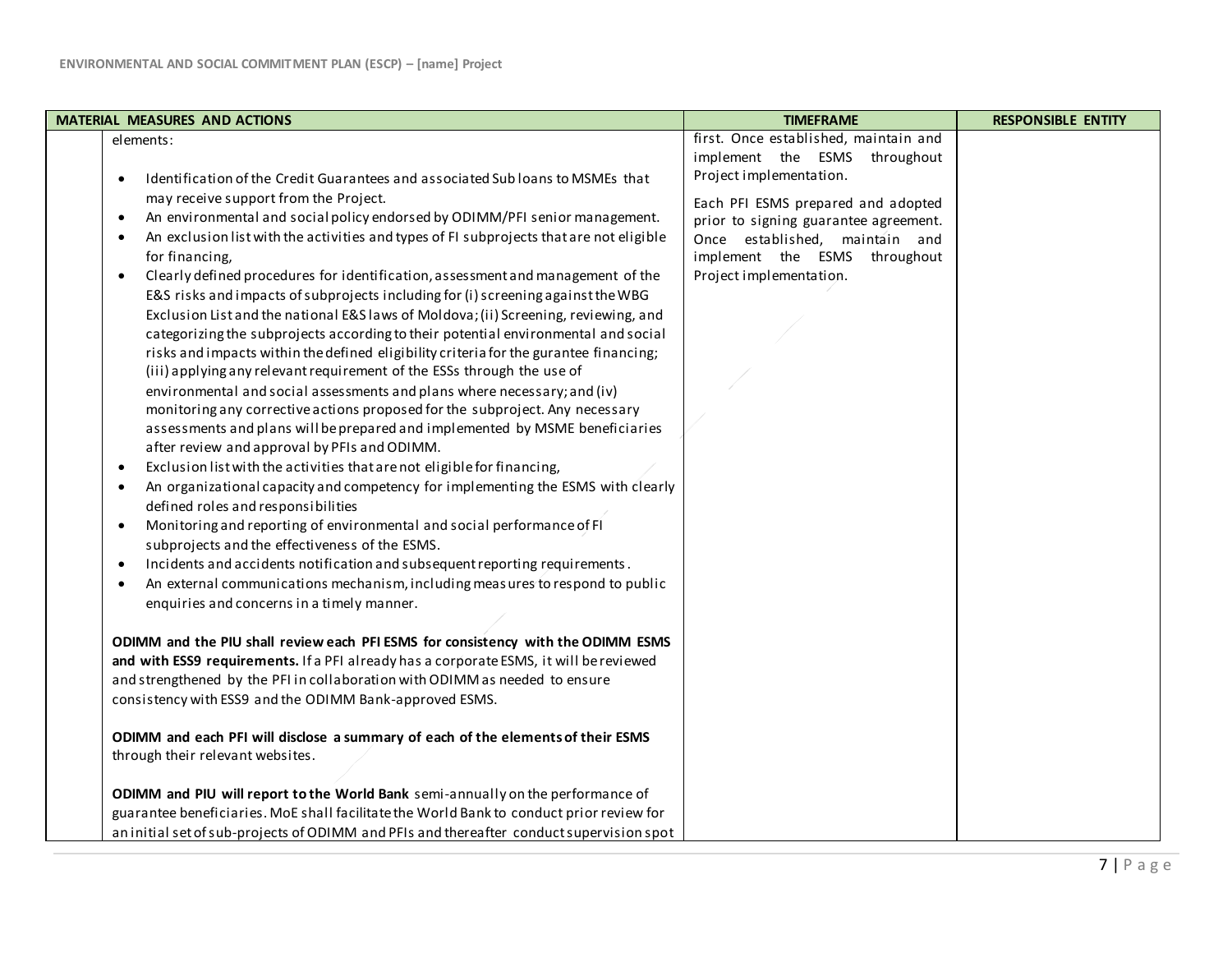| MATERIAL MEASURES AND ACTIONS | | TIMEFRAME | RESPONSIBLE ENTITY |
|---|---|---|---|
| | elements:<br><br>• Identification of the Credit Guarantees and associated Sub loans to MSMEs that may receive support from the Project.<br>• An environmental and social policy endorsed by ODIMM/PFI senior management.<br>• An exclusion list with the activities and types of FI subprojects that are not eligible for financing,<br>• Clearly defined procedures for identification, assessment and management of the E&S risks and impacts of subprojects including for (i) screening against the WBG Exclusion List and the national E&S laws of Moldova; (ii) Screening, reviewing, and categorizing the subprojects according to their potential environmental and social risks and impacts within the defined eligibility criteria for the gurantee financing; (iii) applying any relevant requirement of the ESSs through the use of environmental and social assessments and plans where necessary; and (iv) monitoring any corrective actions proposed for the subproject. Any necessary assessments and plans will be prepared and implemented by MSME beneficiaries after review and approval by PFIs and ODIMM.<br>• Exclusion list with the activities that are not eligible for financing,<br>• An organizational capacity and competency for implementing the ESMS with clearly defined roles and responsibilities<br>• Monitoring and reporting of environmental and social performance of FI subprojects and the effectiveness of the ESMS.<br>• Incidents and accidents notification and subsequent reporting requirements.<br>• An external communications mechanism, including measures to respond to public enquiries and concerns in a timely manner.<br><br>**ODIMM and the PIU shall review each PFI ESMS for consistency with the ODIMM ESMS and with ESS9 requirements.** If a PFI already has a corporate ESMS, it will be reviewed and strengthened by the PFI in collaboration with ODIMM as needed to ensure consistency with ESS9 and the ODIMM Bank-approved ESMS.<br><br>**ODIMM and each PFI will disclose a summary of each of the elements of their ESMS** through their relevant websites.<br><br>**ODIMM and PIU will report to the World Bank** semi-annually on the performance of guarantee beneficiaries. MoE shall facilitate the World Bank to conduct prior review for an initial set of sub-projects of ODIMM and PFIs and thereafter conduct supervision spot | first. Once established, maintain and implement the ESMS throughout Project implementation.<br><br>Each PFI ESMS prepared and adopted prior to signing guarantee agreement. Once established, maintain and implement the ESMS throughout Project implementation. | |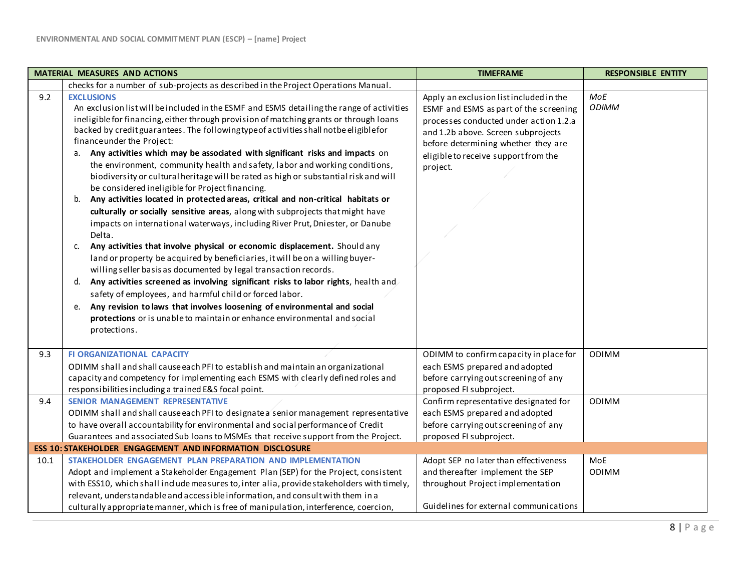| MATERIAL MEASURES AND ACTIONS | | TIMEFRAME | RESPONSIBLE ENTITY |
|---|---|---|---|
| | checks for a number of sub-projects as described in the Project Operations Manual. | | |
| 9.2 | **EXCLUSIONS**<br>An exclusion list will be included in the ESMF and ESMS detailing the range of activities ineligible for financing, either through provision of matching grants or through loans backed by credit guarantees. The following type of activities shall not be eligible for finance under the Project:<br>a. **Any activities which may be associated with significant risks and impacts** on the environment, community health and safety, labor and working conditions, biodiversity or cultural heritage will be rated as high or substantial risk and will be considered ineligible for Project financing.<br>b. **Any activities located in protected areas, critical and non-critical habitats or culturally or socially sensitive areas**, along with subprojects that might have impacts on international waterways, including River Prut, Dniester, or Danube Delta.<br>c. **Any activities that involve physical or economic displacement.** Should any land or property be acquired by beneficiaries, it will be on a willing buyer-willing seller basis as documented by legal transaction records.<br>d. **Any activities screened as involving significant risks to labor rights**, health and safety of employees, and harmful child or forced labor.<br>e. **Any revision to laws that involves loosening of environmental and social protections** or is unable to maintain or enhance environmental and social protections. | Apply an exclusion list included in the ESMF and ESMS as part of the screening processes conducted under action 1.2.a and 1.2b above. Screen subprojects before determining whether they are eligible to receive support from the project. | *MoE*<br>*ODIMM* |
| 9.3 | **FI ORGANIZATIONAL CAPACITY**<br>ODIMM shall and shall cause each PFI to establish and maintain an organizational capacity and competency for implementing each ESMS with clearly defined roles and responsibilities including a trained E&S focal point. | ODIMM to confirm capacity in place for each ESMS prepared and adopted before carrying out screening of any proposed FI subproject. | ODIMM |
| 9.4 | **SENIOR MANAGEMENT REPRESENTATIVE**<br>ODIMM shall and shall cause each PFI to designate a senior management representative to have overall accountability for environmental and social performance of Credit Guarantees and associated Sub loans to MSMEs that receive support from the Project. | Confirm representative designated for each ESMS prepared and adopted before carrying out screening of any proposed FI subproject. | ODIMM |
| **ESS 10: STAKEHOLDER ENGAGEMENT AND INFORMATION DISCLOSURE** | | | |
| 10.1 | **STAKEHOLDER ENGAGEMENT PLAN PREPARATION AND IMPLEMENTATION**<br>Adopt and implement a Stakeholder Engagement Plan (SEP) for the Project, consistent with ESS10, which shall include measures to, inter alia, provide stakeholders with timely, relevant, understandable and accessible information, and consult with them in a culturally appropriate manner, which is free of manipulation, interference, coercion, | Adopt SEP no later than effectiveness and thereafter implement the SEP throughout Project implementation<br><br>Guidelines for external communications | MoE<br>ODIMM |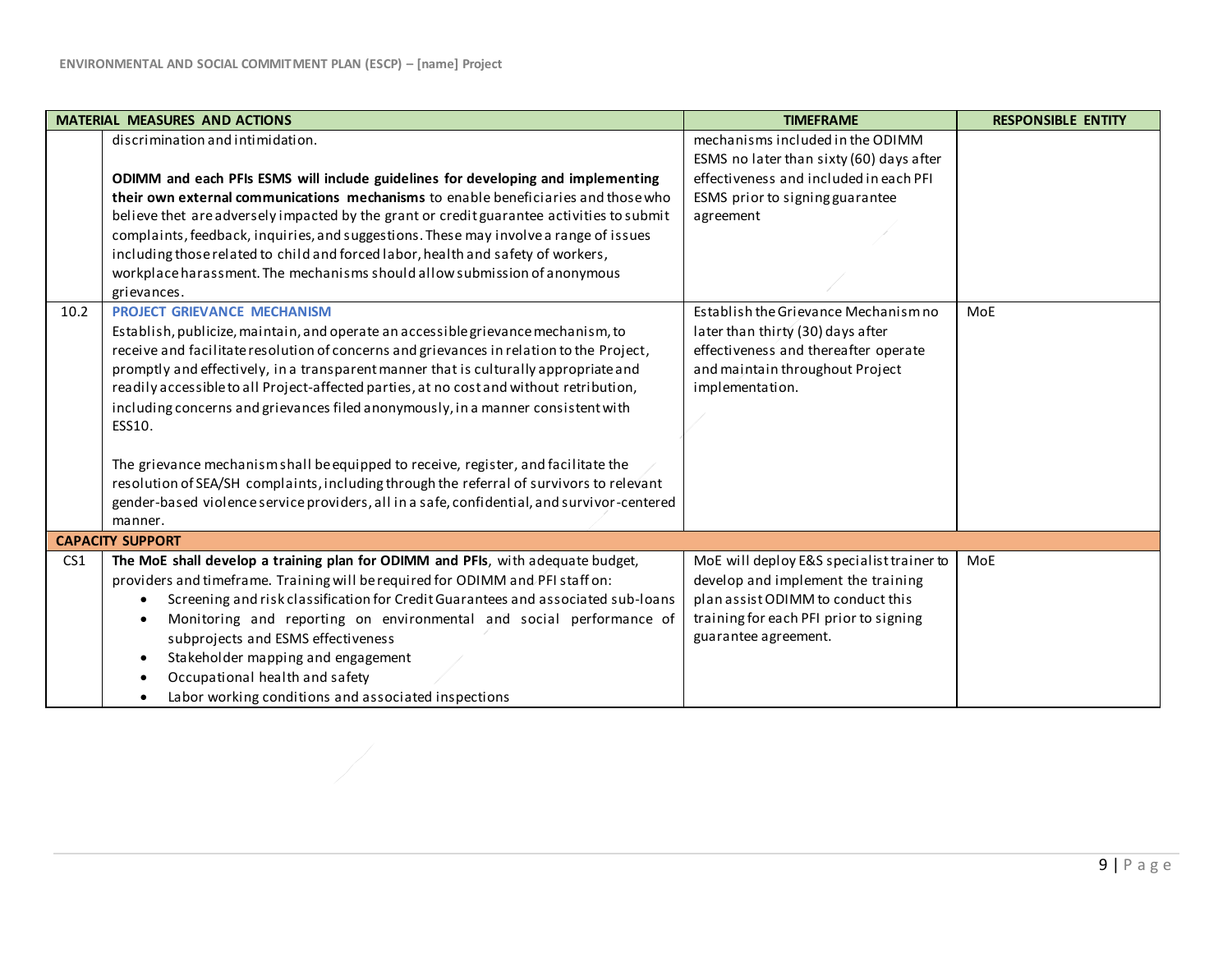| MATERIAL MEASURES AND ACTIONS | | TIMEFRAME | RESPONSIBLE ENTITY |
|---|---|---|---|
| | discrimination and intimidation.<br><br>**ODIMM and each PFIs ESMS will include guidelines for developing and implementing their own external communications mechanisms** to enable beneficiaries and those who believe thet are adversely impacted by the grant or credit guarantee activities to submit complaints, feedback, inquiries, and suggestions. These may involve a range of issues including those related to child and forced labor, health and safety of workers, workplace harassment. The mechanisms should allow submission of anonymous grievances. | mechanisms included in the ODIMM ESMS no later than sixty (60) days after effectiveness and included in each PFI ESMS prior to signing guarantee agreement | |
| 10.2 | **PROJECT GRIEVANCE MECHANISM**<br>Establish, publicize, maintain, and operate an accessible grievance mechanism, to receive and facilitate resolution of concerns and grievances in relation to the Project, promptly and effectively, in a transparent manner that is culturally appropriate and readily accessible to all Project-affected parties, at no cost and without retribution, including concerns and grievances filed anonymously, in a manner consistent with ESS10.<br><br>The grievance mechanism shall be equipped to receive, register, and facilitate the resolution of SEA/SH complaints, including through the referral of survivors to relevant gender-based violence service providers, all in a safe, confidential, and survivor-centered manner. | Establish the Grievance Mechanism no later than thirty (30) days after effectiveness and thereafter operate and maintain throughout Project implementation. | MoE |
| **CAPACITY SUPPORT** | | | |
| CS1 | **The MoE shall develop a training plan for ODIMM and PFIs**, with adequate budget, providers and timeframe. Training will be required for ODIMM and PFI staff on:<br>• Screening and risk classification for Credit Guarantees and associated sub-loans<br>• Monitoring and reporting on environmental and social performance of subprojects and ESMS effectiveness<br>• Stakeholder mapping and engagement<br>• Occupational health and safety<br>• Labor working conditions and associated inspections | MoE will deploy E&S specialist trainer to develop and implement the training plan assist ODIMM to conduct this training for each PFI prior to signing guarantee agreement. | MoE |